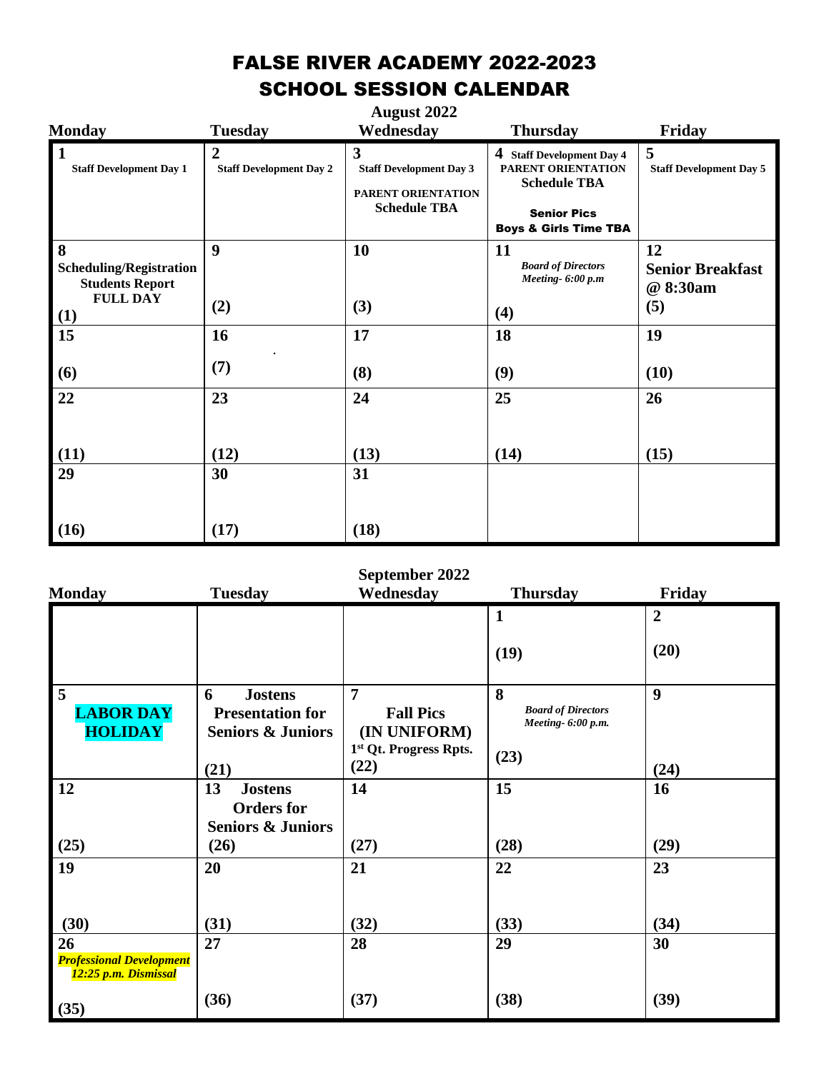# FALSE RIVER ACADEMY 2022-2023
# SCHOOL SESSION CALENDAR

## August 2022

| Monday | Tuesday | Wednesday | Thursday | Friday |
|---|---|---|---|---|
| **1** Staff Development Day 1 | **2** Staff Development Day 2 | **3** Staff Development Day 3 PARENT ORIENTATION Schedule TBA | **4** Staff Development Day 4 PARENT ORIENTATION Schedule TBA **Senior Pics Boys & Girls Time TBA** | **5** Staff Development Day 5 |
| **8** Scheduling/Registration Students Report FULL DAY **(1)** | **9** **(2)** | **10** **(3)** | **11** *Board of Directors Meeting- 6:00 p.m* **(4)** | **12** **Senior Breakfast @ 8:30am** **(5)** |
| **15** **(6)** | **16** . **(7)** | **17** **(8)** | **18** **(9)** | **19** **(10)** |
| **22** **(11)** | **23** **(12)** | **24** **(13)** | **25** **(14)** | **26** **(15)** |
| **29** **(16)** | **30** **(17)** | **31** **(18)** | | |

## September 2022

| Monday | Tuesday | Wednesday | Thursday | Friday |
|---|---|---|---|---|
| | | | **1** **(19)** | **2** **(20)** |
| **5** **LABOR DAY HOLIDAY** | **6** **Jostens Presentation for Seniors & Juniors** **(21)** | **7** **Fall Pics (IN UNIFORM)** 1st Qt. Progress Rpts. **(22)** | **8** *Board of Directors Meeting- 6:00 p.m.* **(23)** | **9** **(24)** |
| **12** **(25)** | **13** **Jostens Orders for Seniors & Juniors** **(26)** | **14** **(27)** | **15** **(28)** | **16** **(29)** |
| **19** **(30)** | **20** **(31)** | **21** **(32)** | **22** **(33)** | **23** **(34)** |
| **26** ***Professional Development 12:25 p.m. Dismissal*** **(35)** | **27** **(36)** | **28** **(37)** | **29** **(38)** | **30** **(39)** |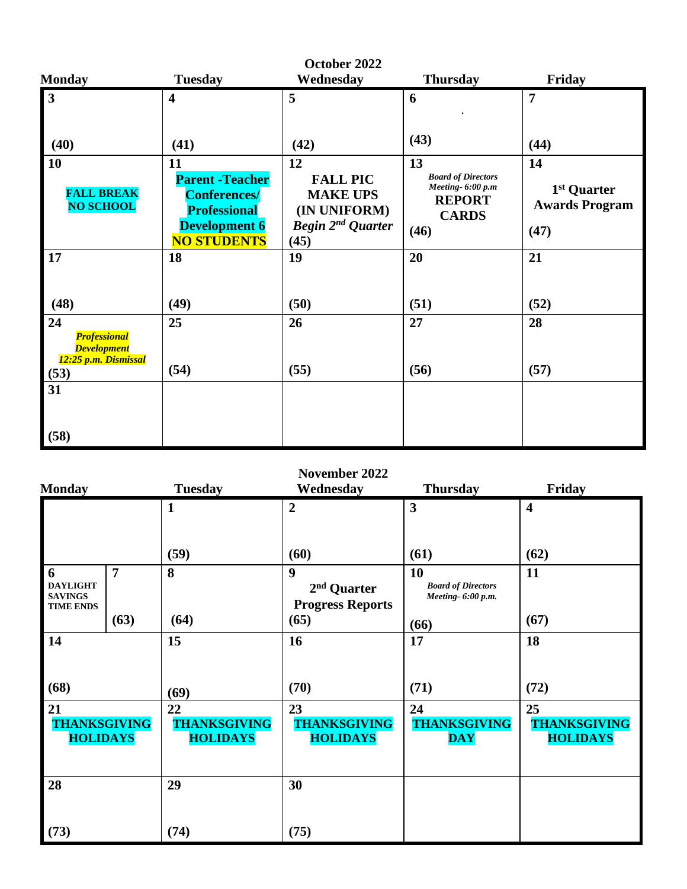## October 2022

| Monday | Tuesday | Wednesday | Thursday | Friday |
|---|---|---|---|---|
| **3** (40) | **4** (41) | **5** (42) | **6** . (43) | **7** (44) |
| **10** **FALL BREAK NO SCHOOL** | **11** **Parent -Teacher Conferences/ Professional Development 6 NO STUDENTS** | **12** **FALL PIC MAKE UPS (IN UNIFORM)** ***Begin 2nd Quarter*** (45) | **13** ***Board of Directors Meeting- 6:00 p.m*** **REPORT CARDS** (46) | **14** **1st Quarter Awards Program** (47) |
| **17** (48) | **18** (49) | **19** (50) | **20** (51) | **21** (52) |
| **24** ***Professional Development 12:25 p.m. Dismissal*** (53) | **25** (54) | **26** (55) | **27** (56) | **28** (57) |
| **31** (58) | | | | |

## November 2022

| Monday | | Tuesday | Wednesday | Thursday | Friday |
|---|---|---|---|---|---|
| | | **1** (59) | **2** (60) | **3** (61) | **4** (62) |
| **6** **DAYLIGHT SAVINGS TIME ENDS** | **7** (63) | **8** (64) | **9** **2nd Quarter Progress Reports** (65) | **10** ***Board of Directors Meeting- 6:00 p.m.*** (66) | **11** (67) |
| **14** (68) | | **15** (69) | **16** (70) | **17** (71) | **18** (72) |
| **21** **THANKSGIVING HOLIDAYS** | | **22** **THANKSGIVING HOLIDAYS** | **23** **THANKSGIVING HOLIDAYS** | **24** **THANKSGIVING DAY** | **25** **THANKSGIVING HOLIDAYS** |
| **28** (73) | | **29** (74) | **30** (75) | | |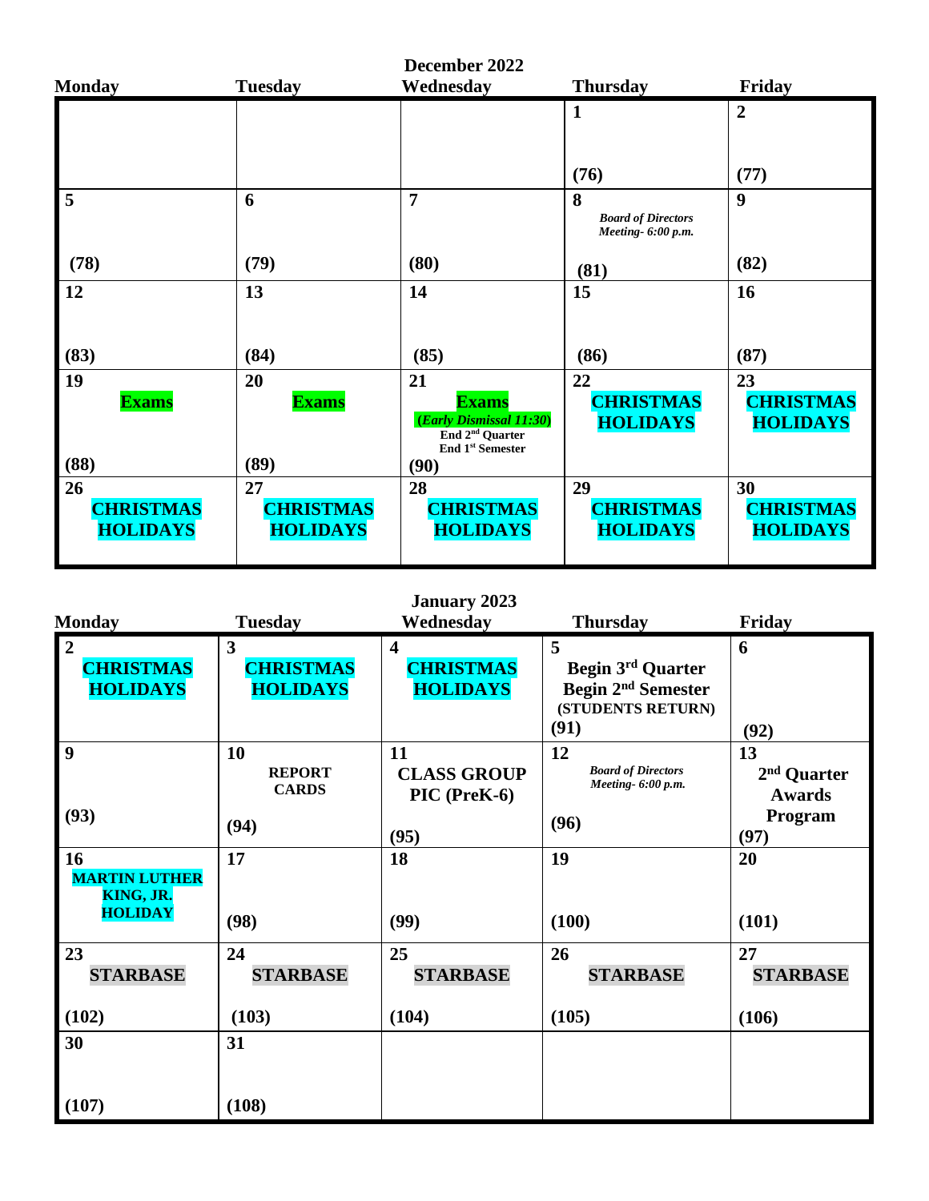## December 2022

| Monday | Tuesday | Wednesday | Thursday | Friday |
|---|---|---|---|---|
| | | | **1** (76) | **2** (77) |
| **5** (78) | **6** (79) | **7** (80) | **8** *Board of Directors Meeting- 6:00 p.m.* (81) | **9** (82) |
| **12** (83) | **13** (84) | **14** (85) | **15** (86) | **16** (87) |
| **19** **Exams** (88) | **20** **Exams** (89) | **21** **Exams** (*Early Dismissal 11:30*) End 2nd Quarter End 1st Semester (90) | **22** **CHRISTMAS HOLIDAYS** | **23** **CHRISTMAS HOLIDAYS** |
| **26** **CHRISTMAS HOLIDAYS** | **27** **CHRISTMAS HOLIDAYS** | **28** **CHRISTMAS HOLIDAYS** | **29** **CHRISTMAS HOLIDAYS** | **30** **CHRISTMAS HOLIDAYS** |

## January 2023

| Monday | Tuesday | Wednesday | Thursday | Friday |
|---|---|---|---|---|
| **2** **CHRISTMAS HOLIDAYS** | **3** **CHRISTMAS HOLIDAYS** | **4** **CHRISTMAS HOLIDAYS** | **5** **Begin 3rd Quarter Begin 2nd Semester (STUDENTS RETURN)** (91) | **6** (92) |
| **9** (93) | **10** **REPORT CARDS** (94) | **11** **CLASS GROUP PIC (PreK-6)** (95) | **12** *Board of Directors Meeting- 6:00 p.m.* (96) | **13** **2nd Quarter Awards Program** (97) |
| **16** **MARTIN LUTHER KING, JR. HOLIDAY** | **17** (98) | **18** (99) | **19** (100) | **20** (101) |
| **23** **STARBASE** (102) | **24** **STARBASE** (103) | **25** **STARBASE** (104) | **26** **STARBASE** (105) | **27** **STARBASE** (106) |
| **30** (107) | **31** (108) | | | |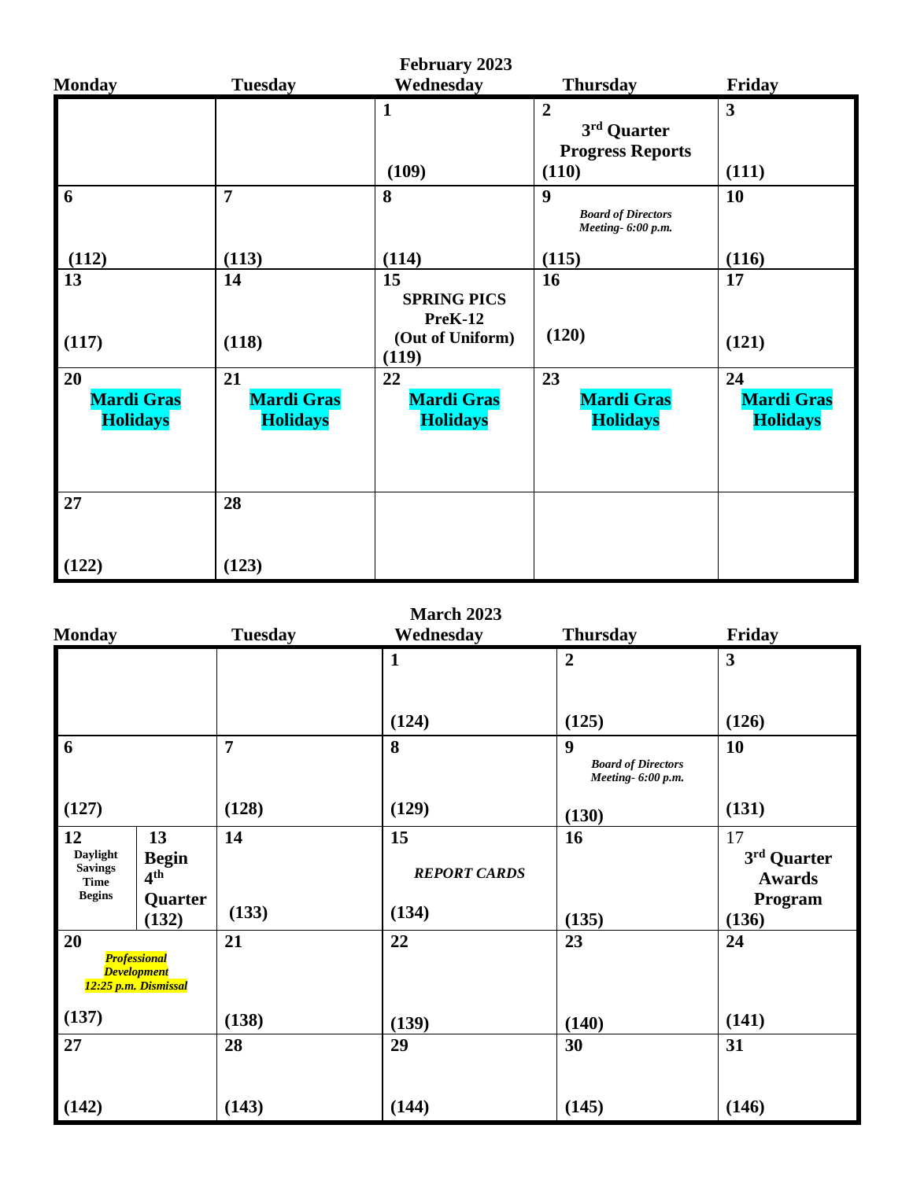## February 2023

| Monday | Tuesday | Wednesday | Thursday | Friday |
|---|---|---|---|---|
| | | 1 (109) | 2 3rd Quarter Progress Reports (110) | 3 (111) |
| 6 (112) | 7 (113) | 8 (114) | 9 *Board of Directors Meeting- 6:00 p.m.* (115) | 10 (116) |
| 13 (117) | 14 (118) | 15 SPRING PICS PreK-12 (Out of Uniform) (119) | 16 (120) | 17 (121) |
| 20 Mardi Gras Holidays | 21 Mardi Gras Holidays | 22 Mardi Gras Holidays | 23 Mardi Gras Holidays | 24 Mardi Gras Holidays |
| 27 (122) | 28 (123) | | | |

## March 2023

| Monday | Tuesday | Wednesday | Thursday | Friday |
|---|---|---|---|---|
| | | 1 (124) | 2 (125) | 3 (126) |
| 6 (127) | 7 (128) | 8 (129) | 9 *Board of Directors Meeting- 6:00 p.m.* (130) | 10 (131) |
| 12 Daylight Savings Time Begins / 13 Begin 4th Quarter (132) | 14 (133) | 15 *REPORT CARDS* (134) | 16 (135) | 17 3rd Quarter Awards Program (136) |
| 20 *Professional Development 12:25 p.m. Dismissal* (137) | 21 (138) | 22 (139) | 23 (140) | 24 (141) |
| 27 (142) | 28 (143) | 29 (144) | 30 (145) | 31 (146) |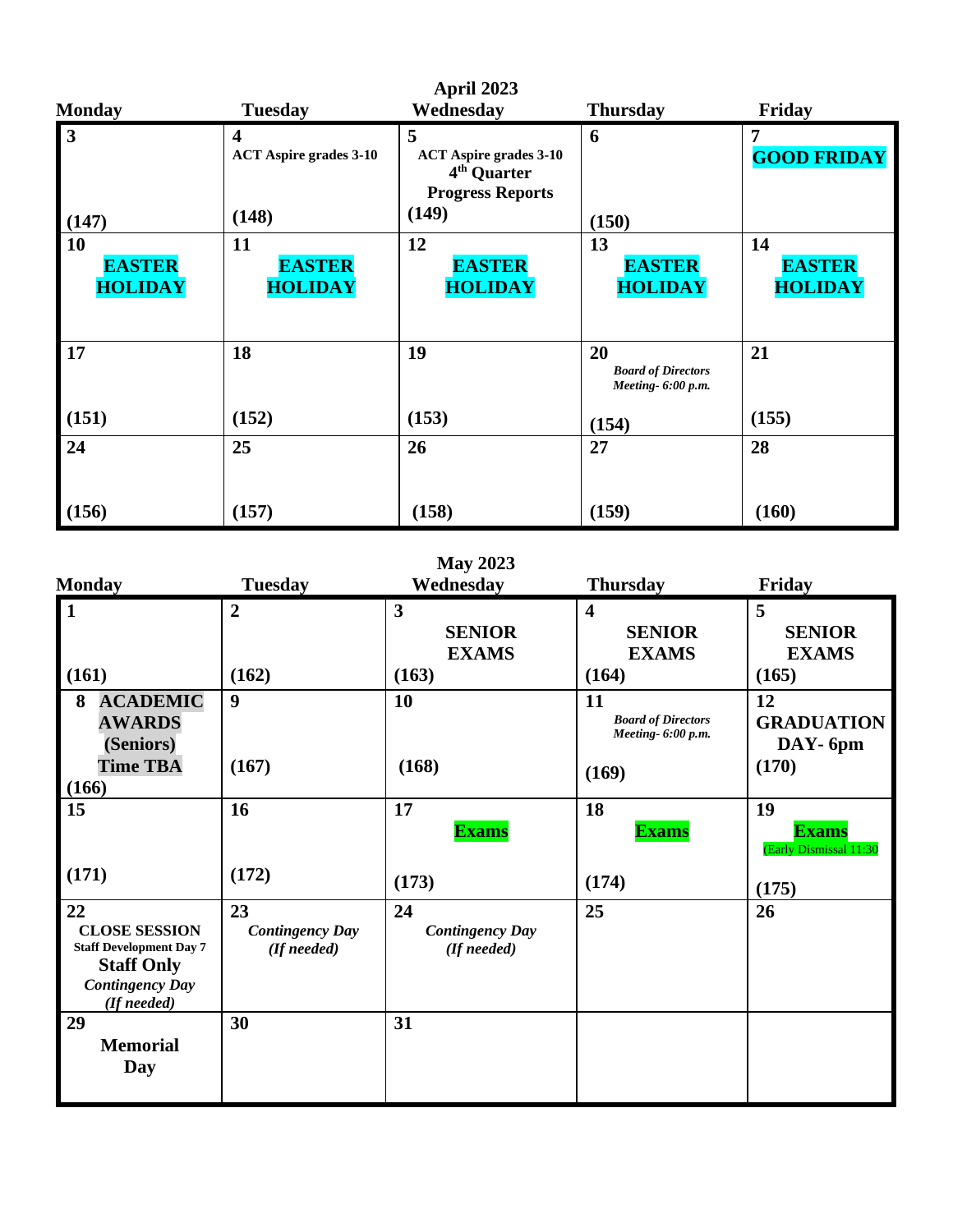## April 2023

| Monday | Tuesday | Wednesday | Thursday | Friday |
|---|---|---|---|---|
| **3** (147) | **4** **ACT Aspire grades 3-10** (148) | **5** **ACT Aspire grades 3-10** **4th Quarter Progress Reports** (149) | **6** (150) | **7** **GOOD FRIDAY** |
| **10** **EASTER HOLIDAY** | **11** **EASTER HOLIDAY** | **12** **EASTER HOLIDAY** | **13** **EASTER HOLIDAY** | **14** **EASTER HOLIDAY** |
| **17** (151) | **18** (152) | **19** (153) | **20** ***Board of Directors Meeting- 6:00 p.m.*** (154) | **21** (155) |
| **24** (156) | **25** (157) | **26** (158) | **27** (159) | **28** (160) |

## May 2023

| Monday | Tuesday | Wednesday | Thursday | Friday |
|---|---|---|---|---|
| **1** (161) | **2** (162) | **3** **SENIOR EXAMS** (163) | **4** **SENIOR EXAMS** (164) | **5** **SENIOR EXAMS** (165) |
| **8** **ACADEMIC AWARDS (Seniors) Time TBA** (166) | **9** (167) | **10** (168) | **11** ***Board of Directors Meeting- 6:00 p.m.*** (169) | **12** **GRADUATION DAY- 6pm** (170) |
| **15** (171) | **16** (172) | **17** **Exams** (173) | **18** **Exams** (174) | **19** **Exams** (Early Dismissal 11:30 (175) |
| **22** **CLOSE SESSION** **Staff Development Day 7** **Staff Only** ***Contingency Day (If needed)*** | **23** ***Contingency Day (If needed)*** | **24** ***Contingency Day (If needed)*** | **25** | **26** |
| **29** **Memorial Day** | **30** | **31** | | |